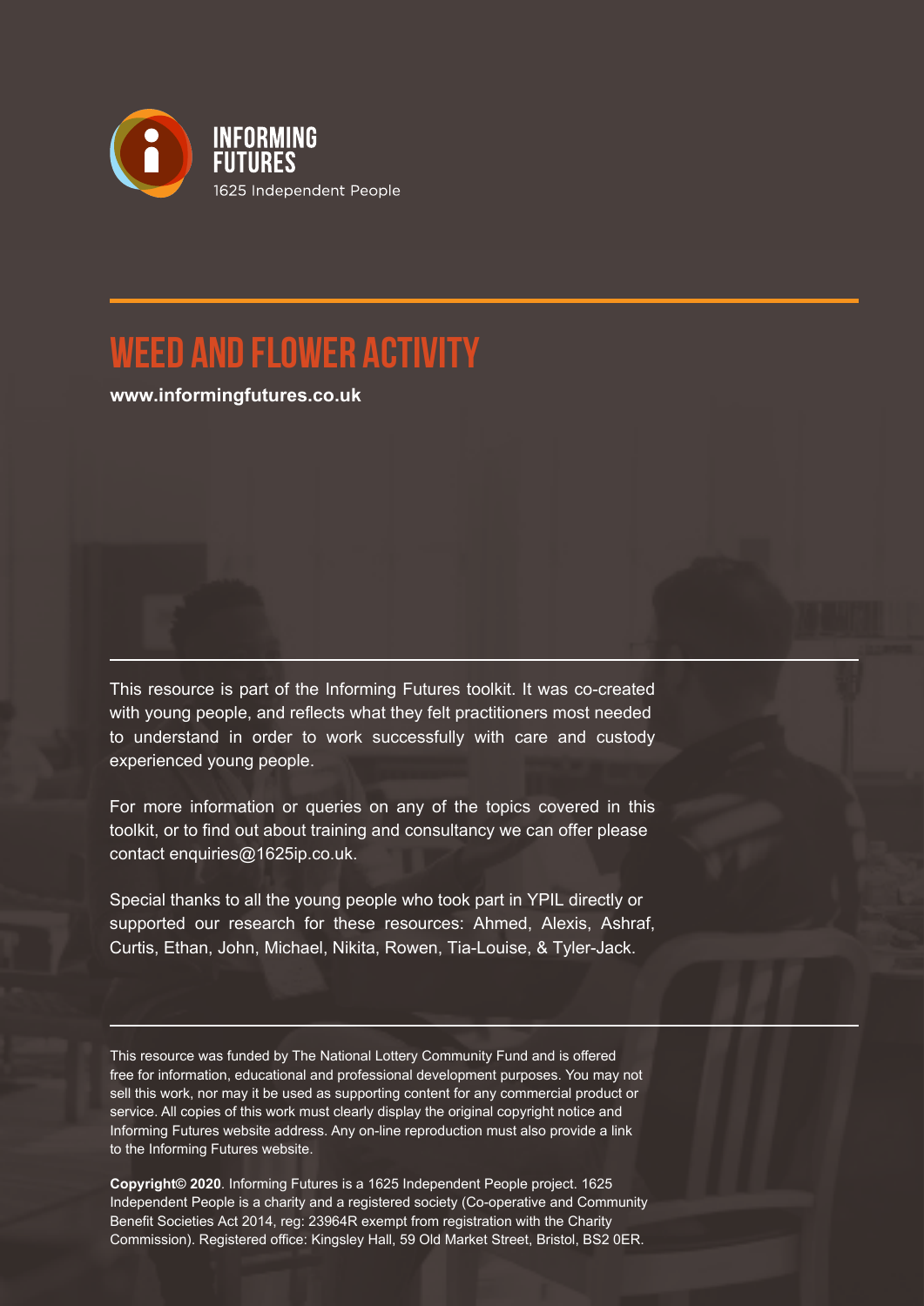INFORMING FUTURES

1625 Independent People

# WEED AND FLOWER ACTIVITY

**www.informingfutures.co.uk**

This resource is part of the Informing Futures toolkit. It was co-created with young people, and reflects what they felt practitioners most needed to understand in order to work successfully with care and custody experienced young people.

For more information or queries on any of the topics covered in this toolkit, or to find out about training and consultancy we can offer please contact enquiries@1625ip.co.uk.

Special thanks to all the young people who took part in YPIL directly or supported our research for these resources: Ahmed, Alexis, Ashraf, Curtis, Ethan, John, Michael, Nikita, Rowen, Tia-Louise, & Tyler-Jack.

This resource was funded by The National Lottery Community Fund and is offered free for information, educational and professional development purposes. You may not sell this work, nor may it be used as supporting content for any commercial product or service. All copies of this work must clearly display the original copyright notice and Informing Futures website address. Any on-line reproduction must also provide a link to the Informing Futures website.

**Copyright© 2020**. Informing Futures is a 1625 Independent People project. 1625 Independent People is a charity and a registered society (Co-operative and Community Benefit Societies Act 2014, reg: 23964R exempt from registration with the Charity Commission). Registered office: Kingsley Hall, 59 Old Market Street, Bristol, BS2 0ER.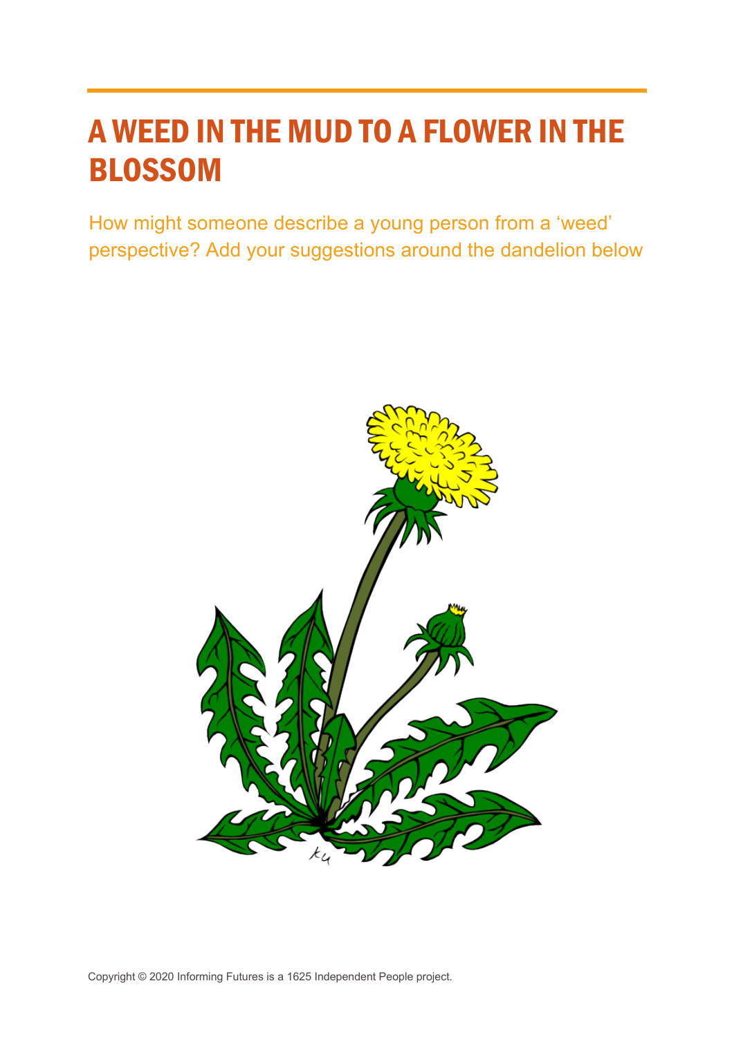# A WEED IN THE MUD TO A FLOWER IN THE BLOSSOM

How might someone describe a young person from a 'weed' perspective? Add your suggestions around the dandelion below

Copyright © 2020 Informing Futures is a 1625 Independent People project.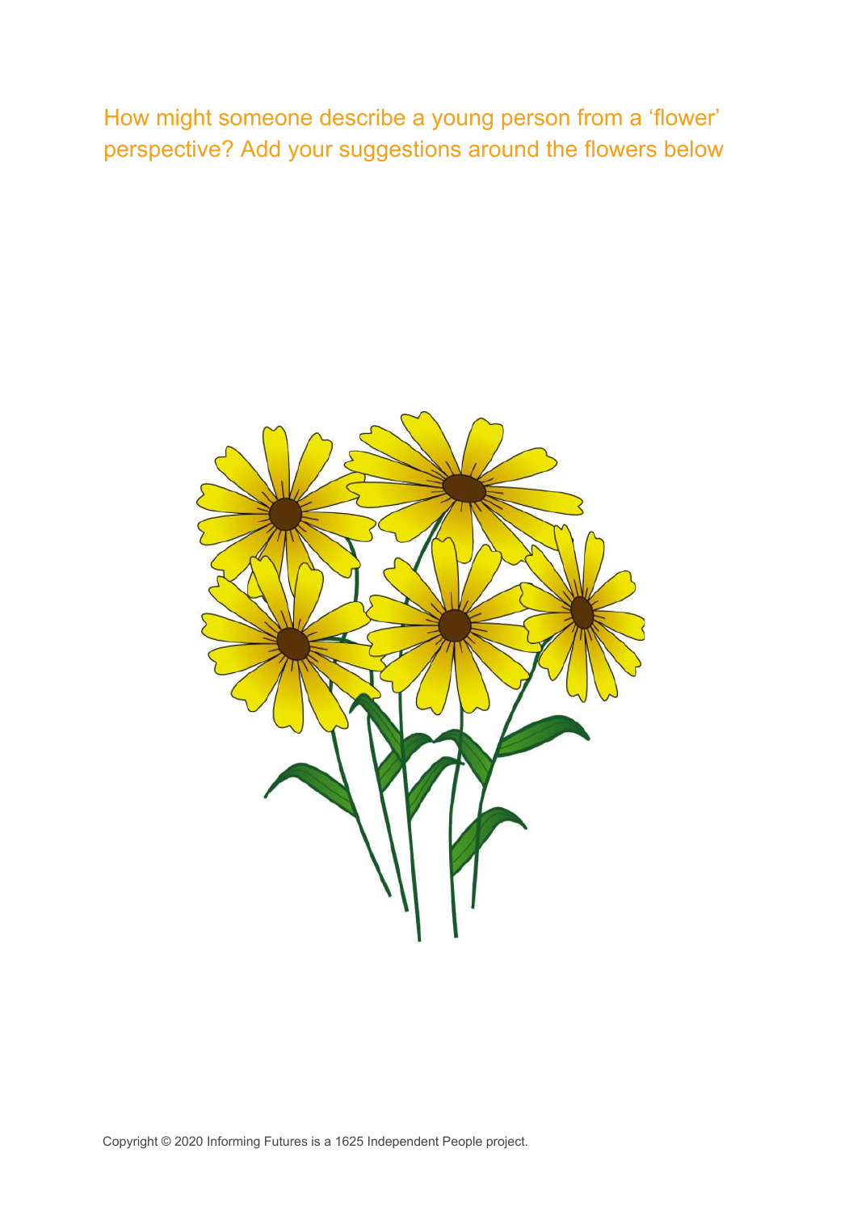How might someone describe a young person from a 'flower' perspective? Add your suggestions around the flowers below

Copyright © 2020 Informing Futures is a 1625 Independent People project.